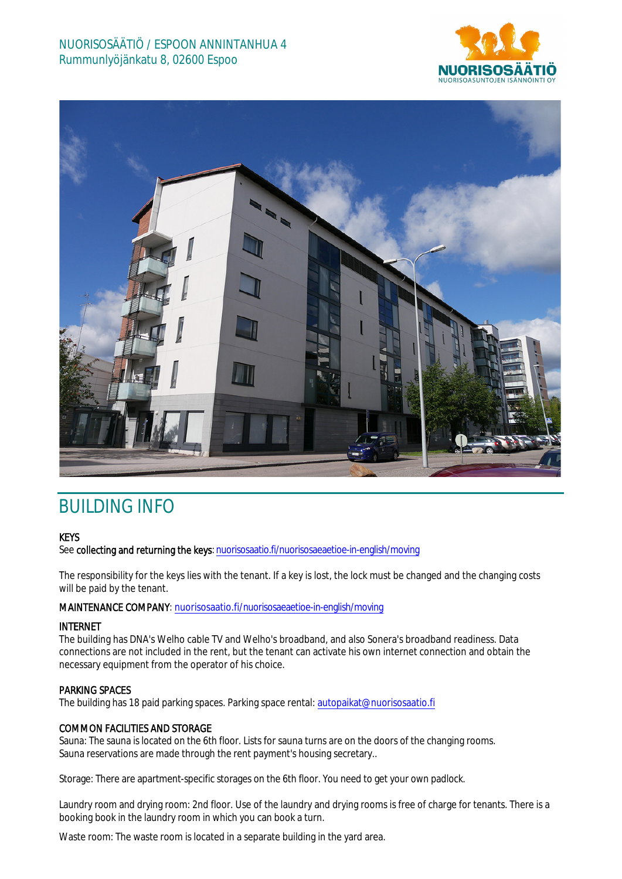NUORISOSÄÄTIÖ / ESPOON ANNINTANHUA 4
Rummunlyöjänkatu 8, 02600 Espoo

# BUILDING INFO

**KEYS**
See **collecting and returning the keys**: nuorisosaatio.fi/nuorisosaeaetioe-in-english/moving

The responsibility for the keys lies with the tenant. If a key is lost, the lock must be changed and the changing costs will be paid by the tenant.

**MAINTENANCE COMPANY**: nuorisosaatio.fi/nuorisosaeaetioe-in-english/moving

**INTERNET**
The building has DNA's Welho cable TV and Welho's broadband, and also Sonera's broadband readiness. Data connections are not included in the rent, but the tenant can activate his own internet connection and obtain the necessary equipment from the operator of his choice.

**PARKING SPACES**
The building has 18 paid parking spaces. Parking space rental: autopaikat@nuorisosaatio.fi

**COMMON FACILITIES AND STORAGE**
Sauna: The sauna is located on the 6th floor. Lists for sauna turns are on the doors of the changing rooms. Sauna reservations are made through the rent payment's housing secretary..

Storage: There are apartment-specific storages on the 6th floor. You need to get your own padlock.

Laundry room and drying room: 2nd floor. Use of the laundry and drying rooms is free of charge for tenants. There is a booking book in the laundry room in which you can book a turn.

Waste room: The waste room is located in a separate building in the yard area.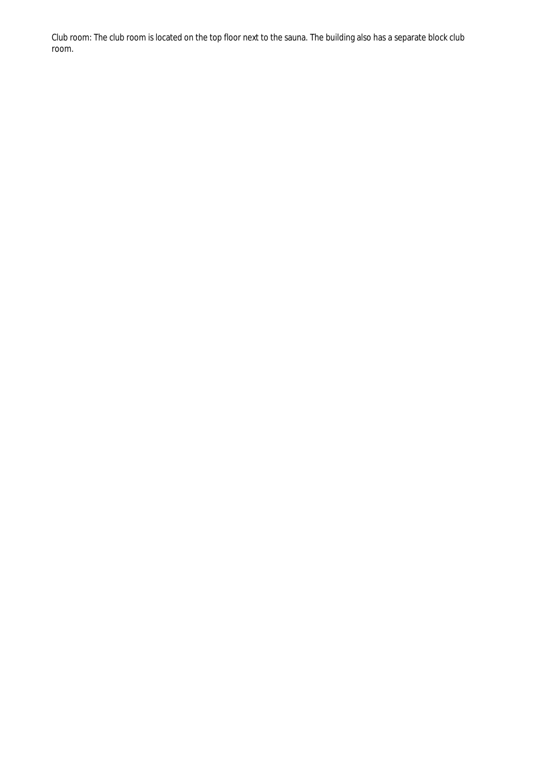Club room: The club room is located on the top floor next to the sauna. The building also has a separate block club room.